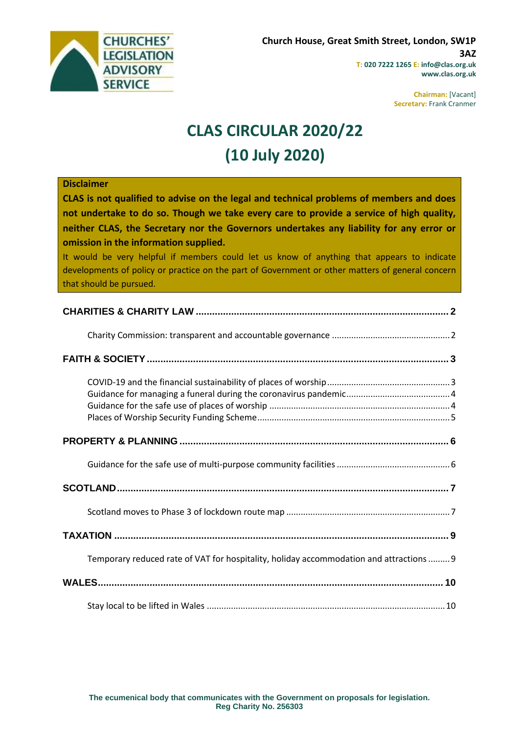**CHURCHES' LEGISLATION ADVISORY SERVICE**

**Church House, Great Smith Street, London, SW1P 3AZ**
**T: 020 7222 1265 E: info@clas.org.uk**
**www.clas.org.uk**

**Chairman:** [Vacant]
**Secretary:** Frank Cranmer

# CLAS CIRCULAR 2020/22
# (10 July 2020)

**Disclaimer**

**CLAS is not qualified to advise on the legal and technical problems of members and does not undertake to do so. Though we take every care to provide a service of high quality, neither CLAS, the Secretary nor the Governors undertakes any liability for any error or omission in the information supplied.**

It would be very helpful if members could let us know of anything that appears to indicate developments of policy or practice on the part of Government or other matters of general concern that should be pursued.

**CHARITIES & CHARITY LAW** .......... 2

- Charity Commission: transparent and accountable governance .......... 2

**FAITH & SOCIETY** .......... 3

- COVID-19 and the financial sustainability of places of worship .......... 3
- Guidance for managing a funeral during the coronavirus pandemic .......... 4
- Guidance for the safe use of places of worship .......... 4
- Places of Worship Security Funding Scheme .......... 5

**PROPERTY & PLANNING** .......... 6

- Guidance for the safe use of multi-purpose community facilities .......... 6

**SCOTLAND** .......... 7

- Scotland moves to Phase 3 of lockdown route map .......... 7

**TAXATION** .......... 9

- Temporary reduced rate of VAT for hospitality, holiday accommodation and attractions .......... 9

**WALES** .......... 10

- Stay local to be lifted in Wales .......... 10

**The ecumenical body that communicates with the Government on proposals for legislation.**
**Reg Charity No. 256303**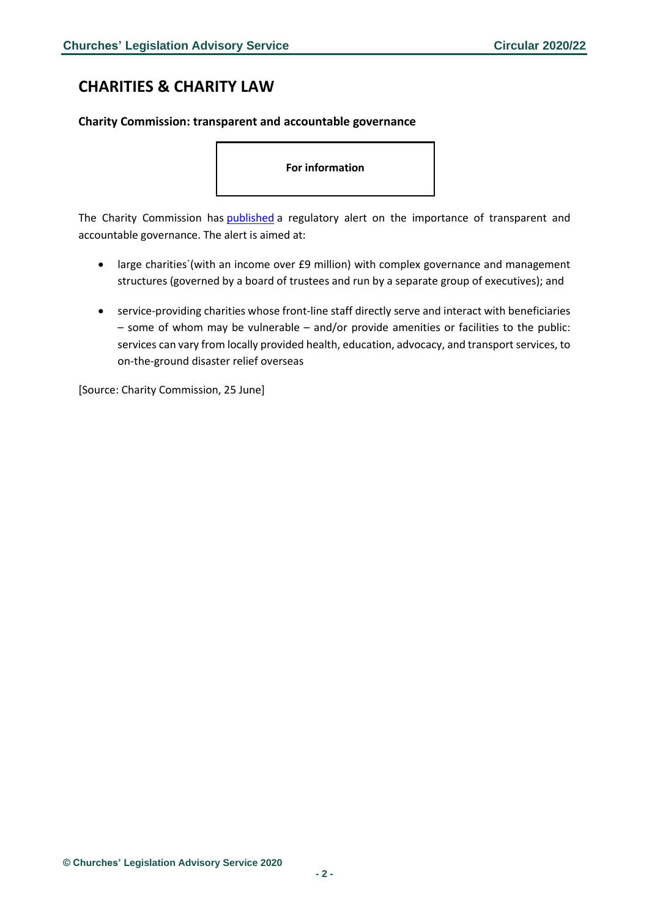# CHARITIES & CHARITY LAW

### Charity Commission: transparent and accountable governance

**For information**

The Charity Commission has published a regulatory alert on the importance of transparent and accountable governance. The alert is aimed at:

- large charities`(with an income over £9 million) with complex governance and management structures (governed by a board of trustees and run by a separate group of executives); and
- service-providing charities whose front-line staff directly serve and interact with beneficiaries – some of whom may be vulnerable – and/or provide amenities or facilities to the public: services can vary from locally provided health, education, advocacy, and transport services, to on-the-ground disaster relief overseas

[Source: Charity Commission, 25 June]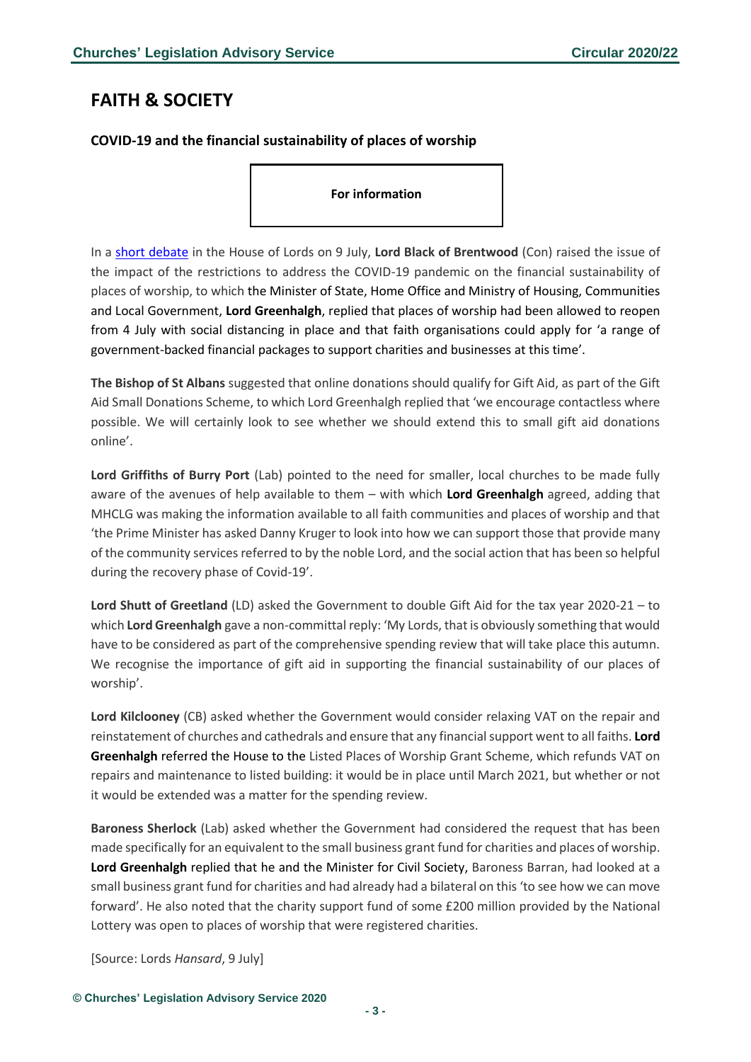# FAITH & SOCIETY

### COVID-19 and the financial sustainability of places of worship

**For information**

In a short debate in the House of Lords on 9 July, **Lord Black of Brentwood** (Con) raised the issue of the impact of the restrictions to address the COVID-19 pandemic on the financial sustainability of places of worship, to which the Minister of State, Home Office and Ministry of Housing, Communities and Local Government, **Lord Greenhalgh**, replied that places of worship had been allowed to reopen from 4 July with social distancing in place and that faith organisations could apply for 'a range of government-backed financial packages to support charities and businesses at this time'.

**The Bishop of St Albans** suggested that online donations should qualify for Gift Aid, as part of the Gift Aid Small Donations Scheme, to which Lord Greenhalgh replied that 'we encourage contactless where possible. We will certainly look to see whether we should extend this to small gift aid donations online'.

**Lord Griffiths of Burry Port** (Lab) pointed to the need for smaller, local churches to be made fully aware of the avenues of help available to them – with which **Lord Greenhalgh** agreed, adding that MHCLG was making the information available to all faith communities and places of worship and that 'the Prime Minister has asked Danny Kruger to look into how we can support those that provide many of the community services referred to by the noble Lord, and the social action that has been so helpful during the recovery phase of Covid-19'.

**Lord Shutt of Greetland** (LD) asked the Government to double Gift Aid for the tax year 2020-21 – to which **Lord Greenhalgh** gave a non-committal reply: 'My Lords, that is obviously something that would have to be considered as part of the comprehensive spending review that will take place this autumn. We recognise the importance of gift aid in supporting the financial sustainability of our places of worship'.

**Lord Kilclooney** (CB) asked whether the Government would consider relaxing VAT on the repair and reinstatement of churches and cathedrals and ensure that any financial support went to all faiths. **Lord Greenhalgh** referred the House to the Listed Places of Worship Grant Scheme, which refunds VAT on repairs and maintenance to listed building: it would be in place until March 2021, but whether or not it would be extended was a matter for the spending review.

**Baroness Sherlock** (Lab) asked whether the Government had considered the request that has been made specifically for an equivalent to the small business grant fund for charities and places of worship. **Lord Greenhalgh** replied that he and the Minister for Civil Society, Baroness Barran, had looked at a small business grant fund for charities and had already had a bilateral on this 'to see how we can move forward'. He also noted that the charity support fund of some £200 million provided by the National Lottery was open to places of worship that were registered charities.

[Source: Lords *Hansard*, 9 July]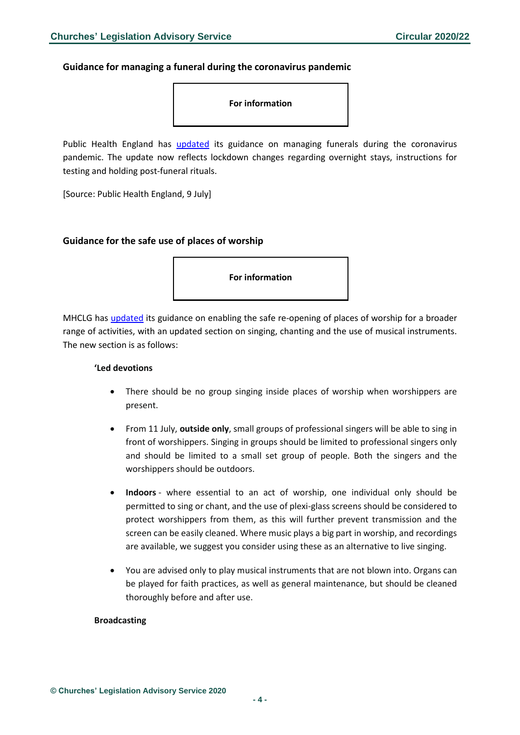## Guidance for managing a funeral during the coronavirus pandemic

**For information**

Public Health England has updated its guidance on managing funerals during the coronavirus pandemic. The update now reflects lockdown changes regarding overnight stays, instructions for testing and holding post-funeral rituals.

[Source: Public Health England, 9 July]

## Guidance for the safe use of places of worship

**For information**

MHCLG has updated its guidance on enabling the safe re-opening of places of worship for a broader range of activities, with an updated section on singing, chanting and the use of musical instruments. The new section is as follows:

> **'Led devotions**
>
> - There should be no group singing inside places of worship when worshippers are present.
> - From 11 July, **outside only**, small groups of professional singers will be able to sing in front of worshippers. Singing in groups should be limited to professional singers only and should be limited to a small set group of people. Both the singers and the worshippers should be outdoors.
> - **Indoors** - where essential to an act of worship, one individual only should be permitted to sing or chant, and the use of plexi-glass screens should be considered to protect worshippers from them, as this will further prevent transmission and the screen can be easily cleaned. Where music plays a big part in worship, and recordings are available, we suggest you consider using these as an alternative to live singing.
> - You are advised only to play musical instruments that are not blown into. Organs can be played for faith practices, as well as general maintenance, but should be cleaned thoroughly before and after use.
>
> **Broadcasting**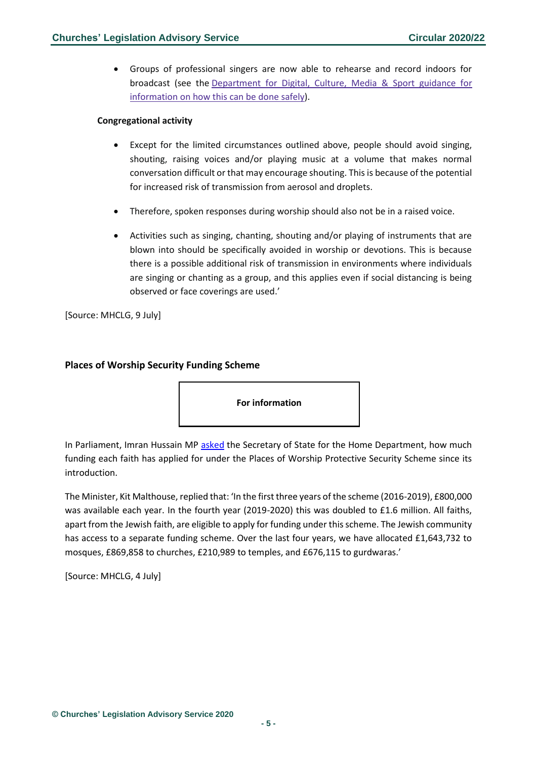- Groups of professional singers are now able to rehearse and record indoors for broadcast (see the [Department for Digital, Culture, Media & Sport guidance for information on how this can be done safely](#)).

**Congregational activity**

- Except for the limited circumstances outlined above, people should avoid singing, shouting, raising voices and/or playing music at a volume that makes normal conversation difficult or that may encourage shouting. This is because of the potential for increased risk of transmission from aerosol and droplets.
- Therefore, spoken responses during worship should also not be in a raised voice.
- Activities such as singing, chanting, shouting and/or playing of instruments that are blown into should be specifically avoided in worship or devotions. This is because there is a possible additional risk of transmission in environments where individuals are singing or chanting as a group, and this applies even if social distancing is being observed or face coverings are used.'

[Source: MHCLG, 9 July]

## Places of Worship Security Funding Scheme

**For information**

In Parliament, Imran Hussain MP [asked](#) the Secretary of State for the Home Department, how much funding each faith has applied for under the Places of Worship Protective Security Scheme since its introduction.

The Minister, Kit Malthouse, replied that: 'In the first three years of the scheme (2016-2019), £800,000 was available each year. In the fourth year (2019-2020) this was doubled to £1.6 million. All faiths, apart from the Jewish faith, are eligible to apply for funding under this scheme. The Jewish community has access to a separate funding scheme. Over the last four years, we have allocated £1,643,732 to mosques, £869,858 to churches, £210,989 to temples, and £676,115 to gurdwaras.'

[Source: MHCLG, 4 July]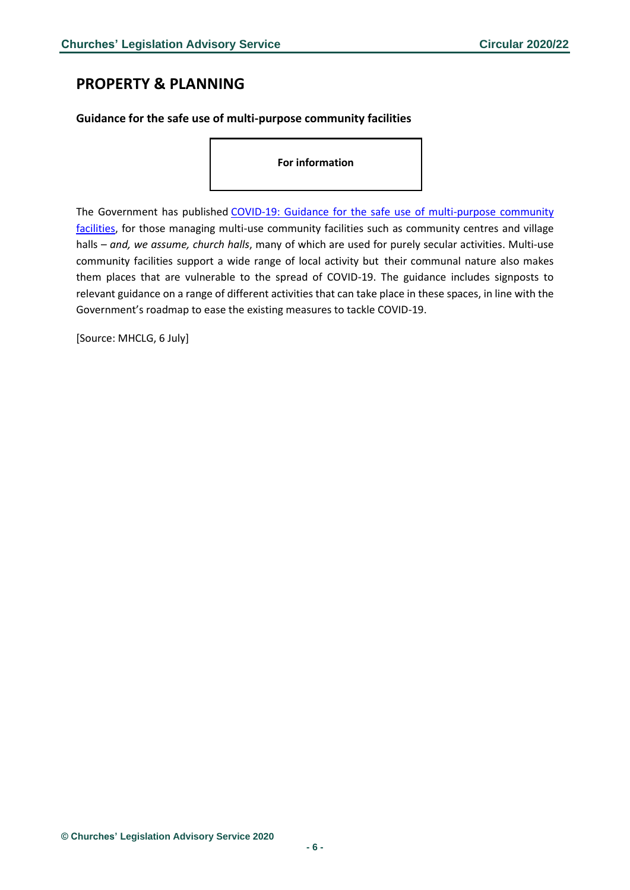## PROPERTY & PLANNING

**Guidance for the safe use of multi-purpose community facilities**

**For information**

The Government has published COVID-19: Guidance for the safe use of multi-purpose community facilities, for those managing multi-use community facilities such as community centres and village halls – *and, we assume, church halls*, many of which are used for purely secular activities. Multi-use community facilities support a wide range of local activity but their communal nature also makes them places that are vulnerable to the spread of COVID-19. The guidance includes signposts to relevant guidance on a range of different activities that can take place in these spaces, in line with the Government's roadmap to ease the existing measures to tackle COVID-19.

[Source: MHCLG, 6 July]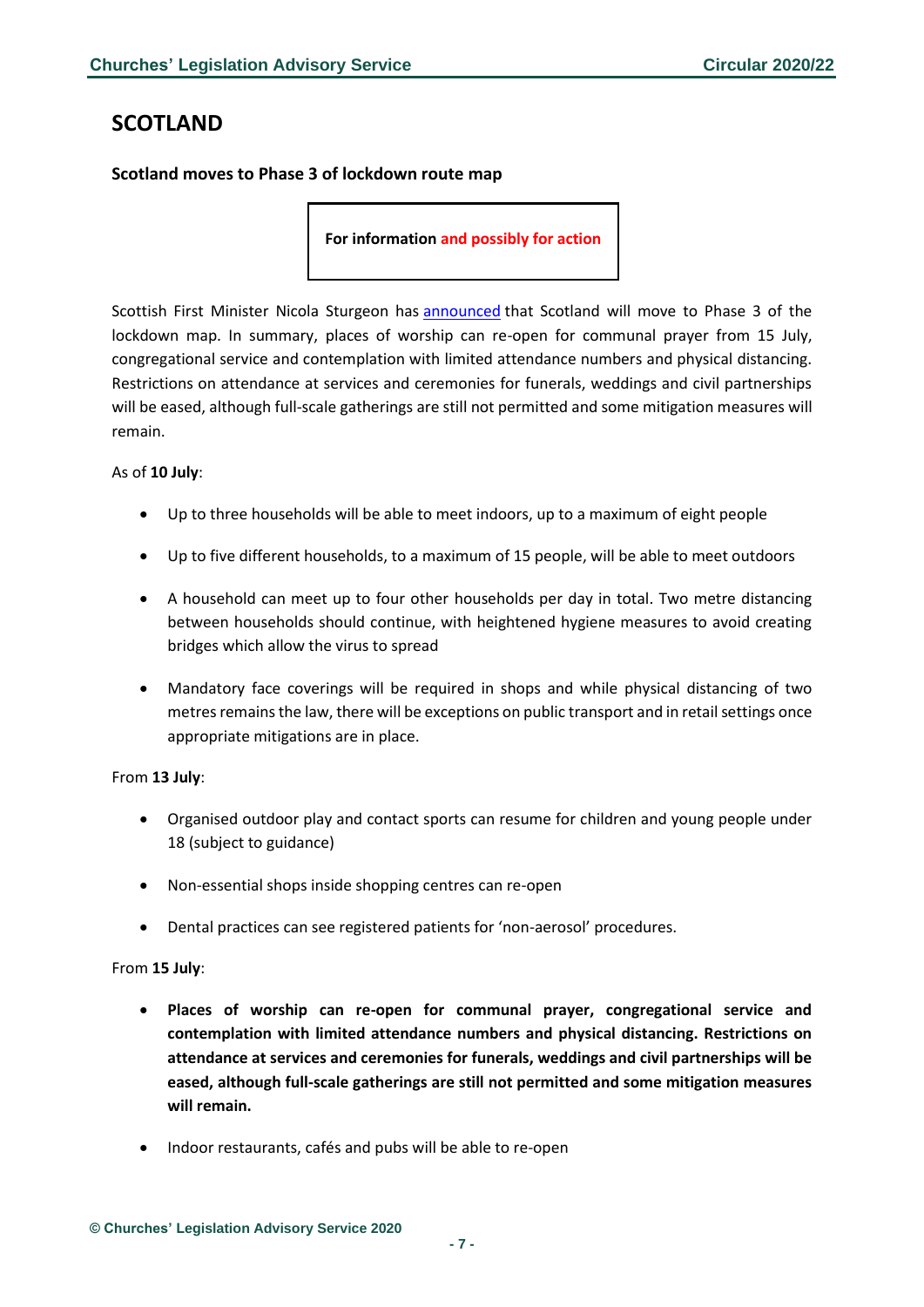## SCOTLAND

### Scotland moves to Phase 3 of lockdown route map

**For information and possibly for action**

Scottish First Minister Nicola Sturgeon has announced that Scotland will move to Phase 3 of the lockdown map. In summary, places of worship can re-open for communal prayer from 15 July, congregational service and contemplation with limited attendance numbers and physical distancing. Restrictions on attendance at services and ceremonies for funerals, weddings and civil partnerships will be eased, although full-scale gatherings are still not permitted and some mitigation measures will remain.

As of **10 July**:

- Up to three households will be able to meet indoors, up to a maximum of eight people
- Up to five different households, to a maximum of 15 people, will be able to meet outdoors
- A household can meet up to four other households per day in total. Two metre distancing between households should continue, with heightened hygiene measures to avoid creating bridges which allow the virus to spread
- Mandatory face coverings will be required in shops and while physical distancing of two metres remains the law, there will be exceptions on public transport and in retail settings once appropriate mitigations are in place.

From **13 July**:

- Organised outdoor play and contact sports can resume for children and young people under 18 (subject to guidance)
- Non-essential shops inside shopping centres can re-open
- Dental practices can see registered patients for 'non-aerosol' procedures.

From **15 July**:

- **Places of worship can re-open for communal prayer, congregational service and contemplation with limited attendance numbers and physical distancing. Restrictions on attendance at services and ceremonies for funerals, weddings and civil partnerships will be eased, although full-scale gatherings are still not permitted and some mitigation measures will remain.**
- Indoor restaurants, cafés and pubs will be able to re-open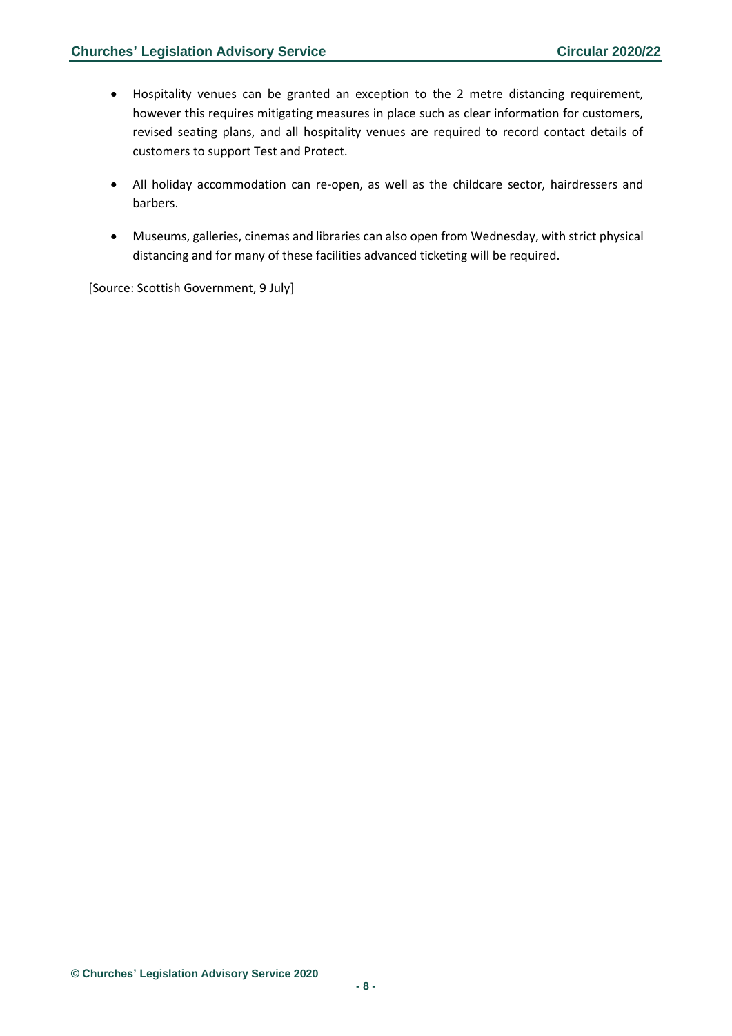- Hospitality venues can be granted an exception to the 2 metre distancing requirement, however this requires mitigating measures in place such as clear information for customers, revised seating plans, and all hospitality venues are required to record contact details of customers to support Test and Protect.

- All holiday accommodation can re-open, as well as the childcare sector, hairdressers and barbers.

- Museums, galleries, cinemas and libraries can also open from Wednesday, with strict physical distancing and for many of these facilities advanced ticketing will be required.

[Source: Scottish Government, 9 July]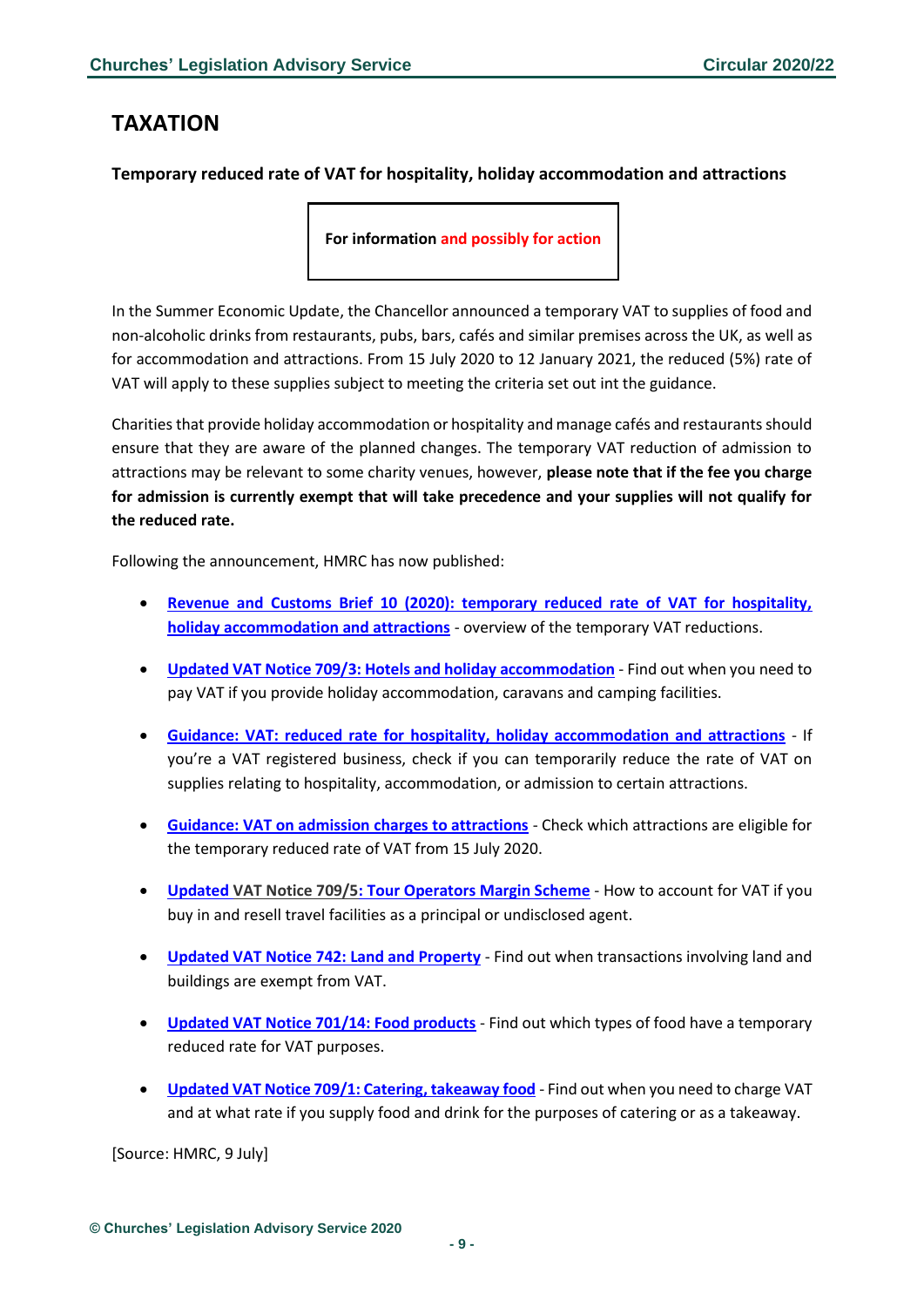# TAXATION

### Temporary reduced rate of VAT for hospitality, holiday accommodation and attractions

**For information and possibly for action**

In the Summer Economic Update, the Chancellor announced a temporary VAT to supplies of food and non-alcoholic drinks from restaurants, pubs, bars, cafés and similar premises across the UK, as well as for accommodation and attractions. From 15 July 2020 to 12 January 2021, the reduced (5%) rate of VAT will apply to these supplies subject to meeting the criteria set out int the guidance.

Charities that provide holiday accommodation or hospitality and manage cafés and restaurants should ensure that they are aware of the planned changes. The temporary VAT reduction of admission to attractions may be relevant to some charity venues, however, **please note that if the fee you charge for admission is currently exempt that will take precedence and your supplies will not qualify for the reduced rate.**

Following the announcement, HMRC has now published:

- **Revenue and Customs Brief 10 (2020): temporary reduced rate of VAT for hospitality, holiday accommodation and attractions** - overview of the temporary VAT reductions.
- **Updated VAT Notice 709/3: Hotels and holiday accommodation** - Find out when you need to pay VAT if you provide holiday accommodation, caravans and camping facilities.
- **Guidance: VAT: reduced rate for hospitality, holiday accommodation and attractions** - If you're a VAT registered business, check if you can temporarily reduce the rate of VAT on supplies relating to hospitality, accommodation, or admission to certain attractions.
- **Guidance: VAT on admission charges to attractions** - Check which attractions are eligible for the temporary reduced rate of VAT from 15 July 2020.
- **Updated VAT Notice 709/5: Tour Operators Margin Scheme** - How to account for VAT if you buy in and resell travel facilities as a principal or undisclosed agent.
- **Updated VAT Notice 742: Land and Property** - Find out when transactions involving land and buildings are exempt from VAT.
- **Updated VAT Notice 701/14: Food products** - Find out which types of food have a temporary reduced rate for VAT purposes.
- **Updated VAT Notice 709/1: Catering, takeaway food** - Find out when you need to charge VAT and at what rate if you supply food and drink for the purposes of catering or as a takeaway.

[Source: HMRC, 9 July]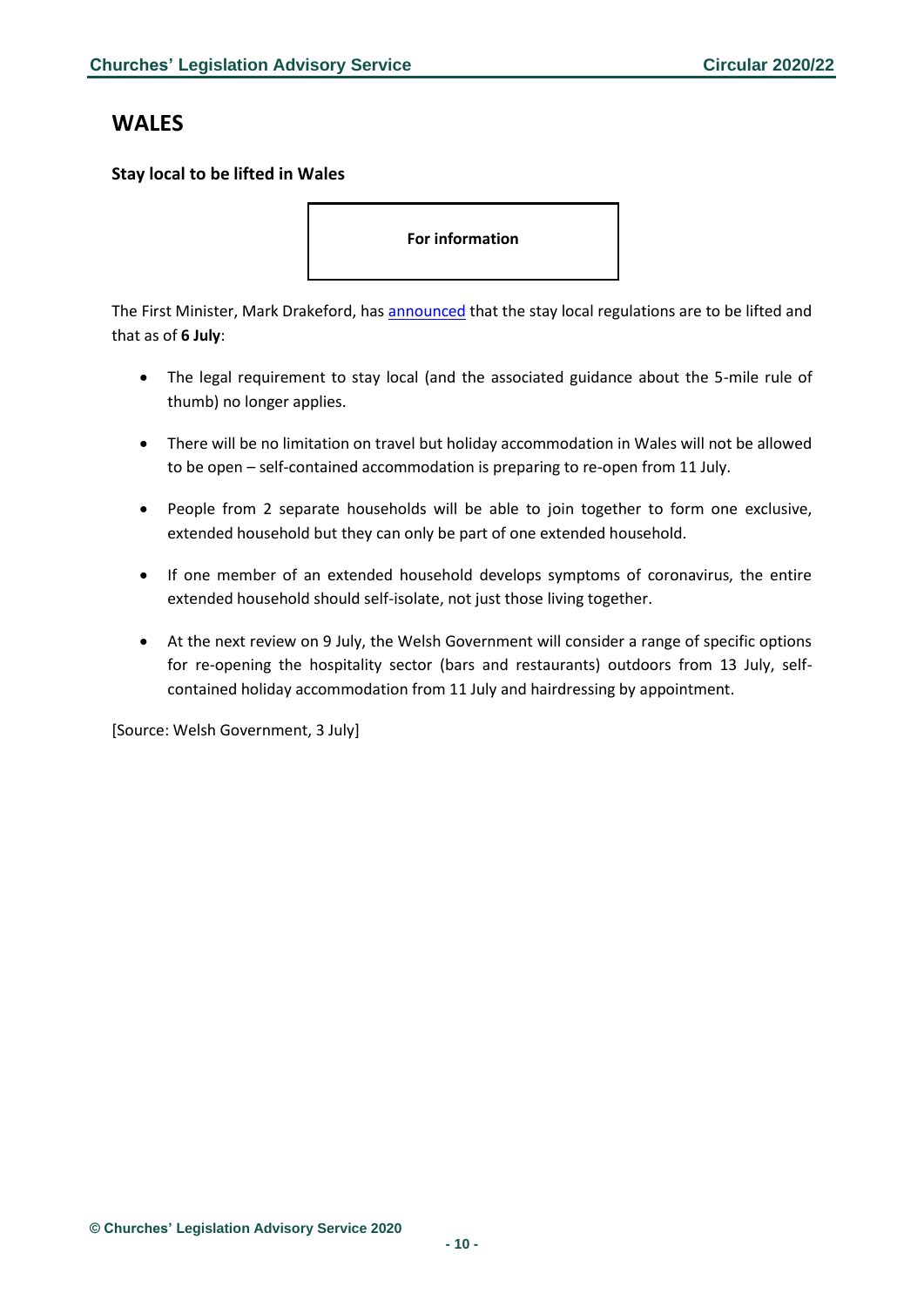## WALES

### Stay local to be lifted in Wales

**For information**

The First Minister, Mark Drakeford, has announced that the stay local regulations are to be lifted and that as of **6 July**:

- The legal requirement to stay local (and the associated guidance about the 5-mile rule of thumb) no longer applies.
- There will be no limitation on travel but holiday accommodation in Wales will not be allowed to be open – self-contained accommodation is preparing to re-open from 11 July.
- People from 2 separate households will be able to join together to form one exclusive, extended household but they can only be part of one extended household.
- If one member of an extended household develops symptoms of coronavirus, the entire extended household should self-isolate, not just those living together.
- At the next review on 9 July, the Welsh Government will consider a range of specific options for re-opening the hospitality sector (bars and restaurants) outdoors from 13 July, self-contained holiday accommodation from 11 July and hairdressing by appointment.

[Source: Welsh Government, 3 July]